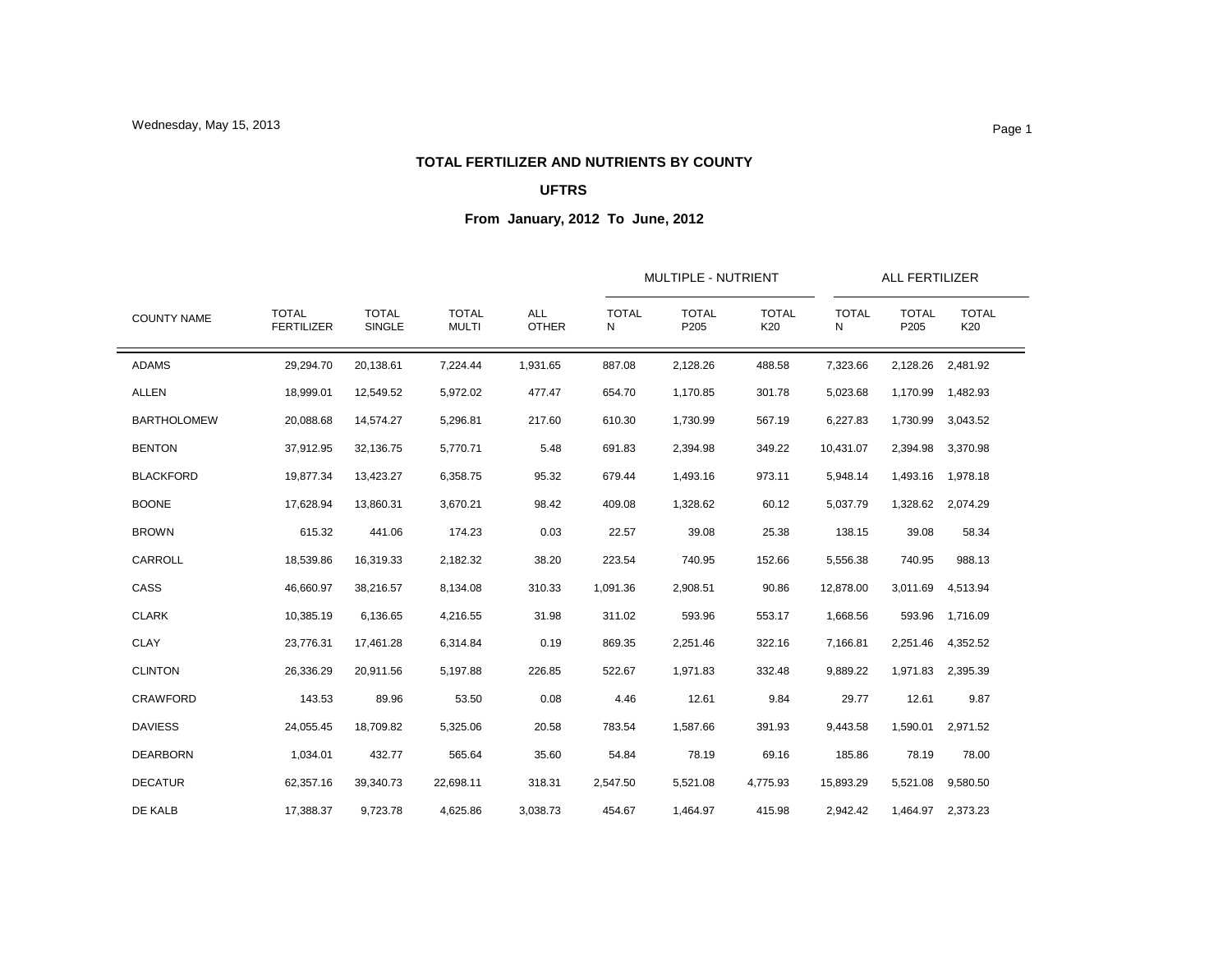**TOTAL FERTILIZER AND NUTRIENTS BY COUNTY**

**UFTRS**

**From January, 2012 To June, 2012**

| COUNTY NAME | TOTAL FERTILIZER | TOTAL SINGLE | TOTAL MULTI | ALL OTHER | MULTIPLE - NUTRIENT | | | ALL FERTILIZER | | |
|---|---|---|---|---|---|---|---|---|---|---|
| | | | | | TOTAL N | TOTAL P205 | TOTAL K20 | TOTAL N | TOTAL P205 | TOTAL K20 |
| ADAMS | 29,294.70 | 20,138.61 | 7,224.44 | 1,931.65 | 887.08 | 2,128.26 | 488.58 | 7,323.66 | 2,128.26 | 2,481.92 |
| ALLEN | 18,999.01 | 12,549.52 | 5,972.02 | 477.47 | 654.70 | 1,170.85 | 301.78 | 5,023.68 | 1,170.99 | 1,482.93 |
| BARTHOLOMEW | 20,088.68 | 14,574.27 | 5,296.81 | 217.60 | 610.30 | 1,730.99 | 567.19 | 6,227.83 | 1,730.99 | 3,043.52 |
| BENTON | 37,912.95 | 32,136.75 | 5,770.71 | 5.48 | 691.83 | 2,394.98 | 349.22 | 10,431.07 | 2,394.98 | 3,370.98 |
| BLACKFORD | 19,877.34 | 13,423.27 | 6,358.75 | 95.32 | 679.44 | 1,493.16 | 973.11 | 5,948.14 | 1,493.16 | 1,978.18 |
| BOONE | 17,628.94 | 13,860.31 | 3,670.21 | 98.42 | 409.08 | 1,328.62 | 60.12 | 5,037.79 | 1,328.62 | 2,074.29 |
| BROWN | 615.32 | 441.06 | 174.23 | 0.03 | 22.57 | 39.08 | 25.38 | 138.15 | 39.08 | 58.34 |
| CARROLL | 18,539.86 | 16,319.33 | 2,182.32 | 38.20 | 223.54 | 740.95 | 152.66 | 5,556.38 | 740.95 | 988.13 |
| CASS | 46,660.97 | 38,216.57 | 8,134.08 | 310.33 | 1,091.36 | 2,908.51 | 90.86 | 12,878.00 | 3,011.69 | 4,513.94 |
| CLARK | 10,385.19 | 6,136.65 | 4,216.55 | 31.98 | 311.02 | 593.96 | 553.17 | 1,668.56 | 593.96 | 1,716.09 |
| CLAY | 23,776.31 | 17,461.28 | 6,314.84 | 0.19 | 869.35 | 2,251.46 | 322.16 | 7,166.81 | 2,251.46 | 4,352.52 |
| CLINTON | 26,336.29 | 20,911.56 | 5,197.88 | 226.85 | 522.67 | 1,971.83 | 332.48 | 9,889.22 | 1,971.83 | 2,395.39 |
| CRAWFORD | 143.53 | 89.96 | 53.50 | 0.08 | 4.46 | 12.61 | 9.84 | 29.77 | 12.61 | 9.87 |
| DAVIESS | 24,055.45 | 18,709.82 | 5,325.06 | 20.58 | 783.54 | 1,587.66 | 391.93 | 9,443.58 | 1,590.01 | 2,971.52 |
| DEARBORN | 1,034.01 | 432.77 | 565.64 | 35.60 | 54.84 | 78.19 | 69.16 | 185.86 | 78.19 | 78.00 |
| DECATUR | 62,357.16 | 39,340.73 | 22,698.11 | 318.31 | 2,547.50 | 5,521.08 | 4,775.93 | 15,893.29 | 5,521.08 | 9,580.50 |
| DE KALB | 17,388.37 | 9,723.78 | 4,625.86 | 3,038.73 | 454.67 | 1,464.97 | 415.98 | 2,942.42 | 1,464.97 | 2,373.23 |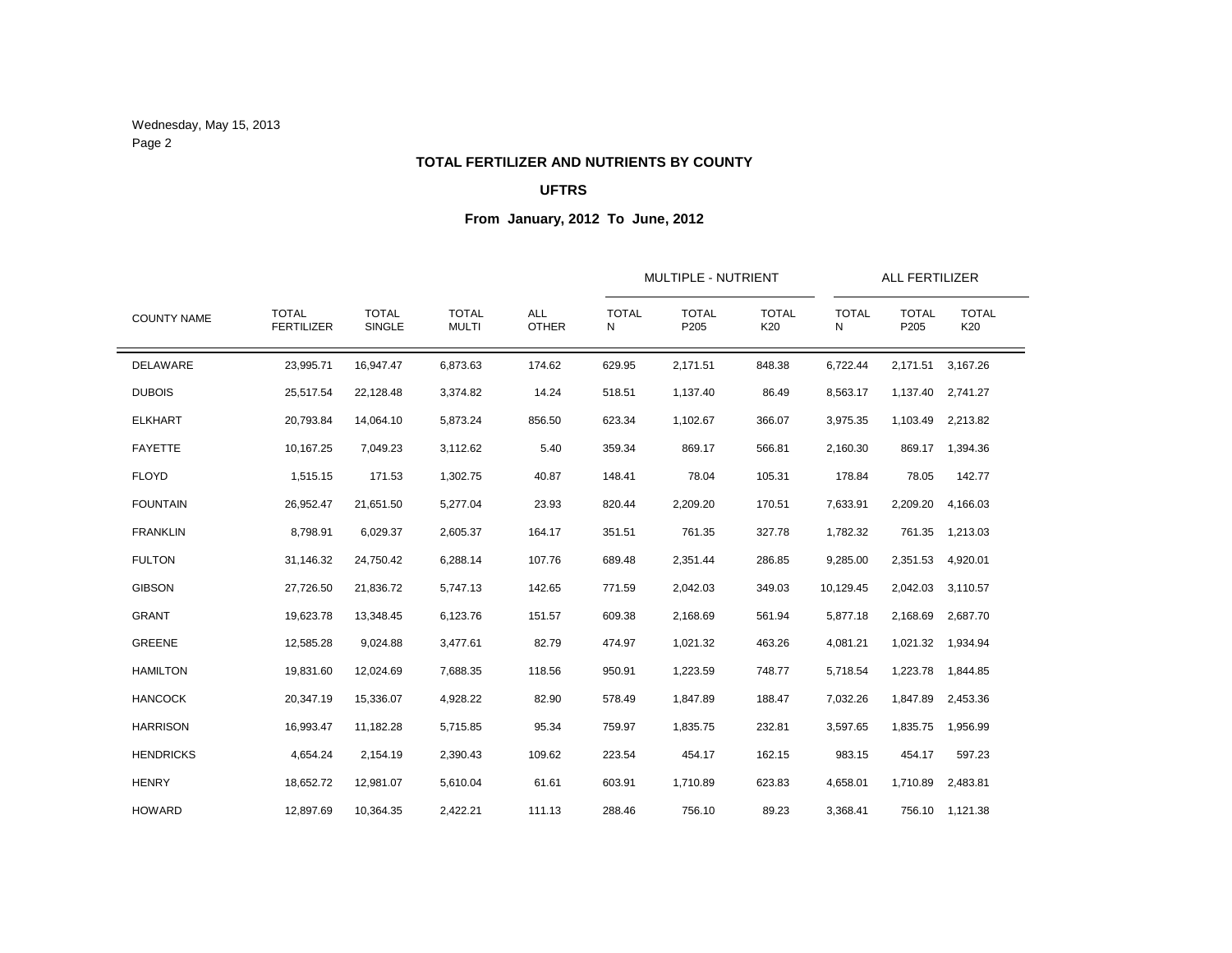Wednesday, May 15, 2013

**TOTAL FERTILIZER AND NUTRIENTS BY COUNTY**

**UFTRS**

**From January, 2012 To June, 2012**

| COUNTY NAME | TOTAL FERTILIZER | TOTAL SINGLE | TOTAL MULTI | ALL OTHER | MULTIPLE - NUTRIENT | | | ALL FERTILIZER | | |
|---|---|---|---|---|---|---|---|---|---|---|
| | | | | | TOTAL N | TOTAL P205 | TOTAL K20 | TOTAL N | TOTAL P205 | TOTAL K20 |
| DELAWARE | 23,995.71 | 16,947.47 | 6,873.63 | 174.62 | 629.95 | 2,171.51 | 848.38 | 6,722.44 | 2,171.51 | 3,167.26 |
| DUBOIS | 25,517.54 | 22,128.48 | 3,374.82 | 14.24 | 518.51 | 1,137.40 | 86.49 | 8,563.17 | 1,137.40 | 2,741.27 |
| ELKHART | 20,793.84 | 14,064.10 | 5,873.24 | 856.50 | 623.34 | 1,102.67 | 366.07 | 3,975.35 | 1,103.49 | 2,213.82 |
| FAYETTE | 10,167.25 | 7,049.23 | 3,112.62 | 5.40 | 359.34 | 869.17 | 566.81 | 2,160.30 | 869.17 | 1,394.36 |
| FLOYD | 1,515.15 | 171.53 | 1,302.75 | 40.87 | 148.41 | 78.04 | 105.31 | 178.84 | 78.05 | 142.77 |
| FOUNTAIN | 26,952.47 | 21,651.50 | 5,277.04 | 23.93 | 820.44 | 2,209.20 | 170.51 | 7,633.91 | 2,209.20 | 4,166.03 |
| FRANKLIN | 8,798.91 | 6,029.37 | 2,605.37 | 164.17 | 351.51 | 761.35 | 327.78 | 1,782.32 | 761.35 | 1,213.03 |
| FULTON | 31,146.32 | 24,750.42 | 6,288.14 | 107.76 | 689.48 | 2,351.44 | 286.85 | 9,285.00 | 2,351.53 | 4,920.01 |
| GIBSON | 27,726.50 | 21,836.72 | 5,747.13 | 142.65 | 771.59 | 2,042.03 | 349.03 | 10,129.45 | 2,042.03 | 3,110.57 |
| GRANT | 19,623.78 | 13,348.45 | 6,123.76 | 151.57 | 609.38 | 2,168.69 | 561.94 | 5,877.18 | 2,168.69 | 2,687.70 |
| GREENE | 12,585.28 | 9,024.88 | 3,477.61 | 82.79 | 474.97 | 1,021.32 | 463.26 | 4,081.21 | 1,021.32 | 1,934.94 |
| HAMILTON | 19,831.60 | 12,024.69 | 7,688.35 | 118.56 | 950.91 | 1,223.59 | 748.77 | 5,718.54 | 1,223.78 | 1,844.85 |
| HANCOCK | 20,347.19 | 15,336.07 | 4,928.22 | 82.90 | 578.49 | 1,847.89 | 188.47 | 7,032.26 | 1,847.89 | 2,453.36 |
| HARRISON | 16,993.47 | 11,182.28 | 5,715.85 | 95.34 | 759.97 | 1,835.75 | 232.81 | 3,597.65 | 1,835.75 | 1,956.99 |
| HENDRICKS | 4,654.24 | 2,154.19 | 2,390.43 | 109.62 | 223.54 | 454.17 | 162.15 | 983.15 | 454.17 | 597.23 |
| HENRY | 18,652.72 | 12,981.07 | 5,610.04 | 61.61 | 603.91 | 1,710.89 | 623.83 | 4,658.01 | 1,710.89 | 2,483.81 |
| HOWARD | 12,897.69 | 10,364.35 | 2,422.21 | 111.13 | 288.46 | 756.10 | 89.23 | 3,368.41 | 756.10 | 1,121.38 |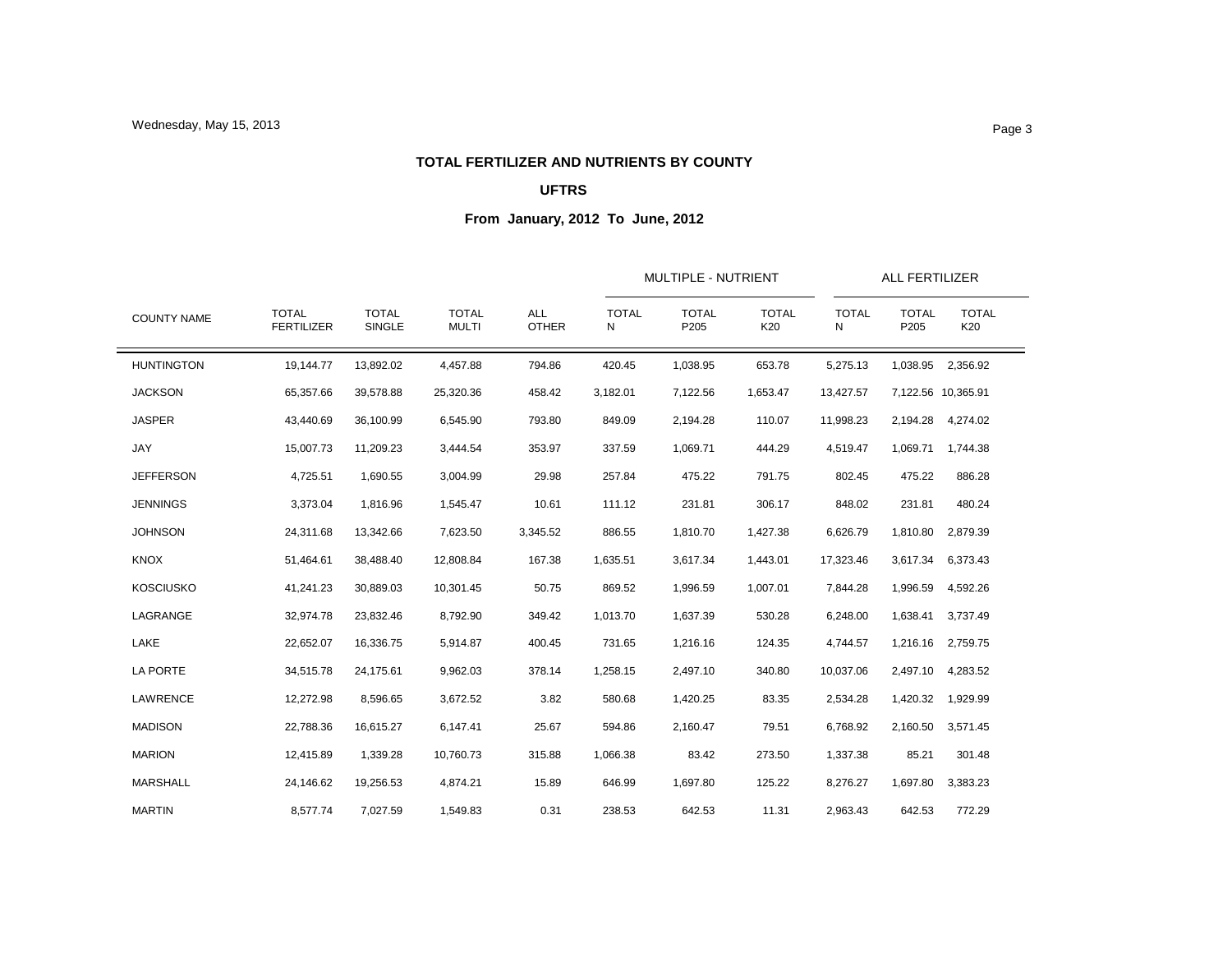# TOTAL FERTILIZER AND NUTRIENTS BY COUNTY

## UFTRS

### From January, 2012 To June, 2012

| COUNTY NAME | TOTAL FERTILIZER | TOTAL SINGLE | TOTAL MULTI | ALL OTHER | MULTIPLE - NUTRIENT | | | ALL FERTILIZER | | |
|---|---|---|---|---|---|---|---|---|---|---|
| | | | | | TOTAL N | TOTAL P205 | TOTAL K20 | TOTAL N | TOTAL P205 | TOTAL K20 |
| HUNTINGTON | 19,144.77 | 13,892.02 | 4,457.88 | 794.86 | 420.45 | 1,038.95 | 653.78 | 5,275.13 | 1,038.95 | 2,356.92 |
| JACKSON | 65,357.66 | 39,578.88 | 25,320.36 | 458.42 | 3,182.01 | 7,122.56 | 1,653.47 | 13,427.57 | 7,122.56 | 10,365.91 |
| JASPER | 43,440.69 | 36,100.99 | 6,545.90 | 793.80 | 849.09 | 2,194.28 | 110.07 | 11,998.23 | 2,194.28 | 4,274.02 |
| JAY | 15,007.73 | 11,209.23 | 3,444.54 | 353.97 | 337.59 | 1,069.71 | 444.29 | 4,519.47 | 1,069.71 | 1,744.38 |
| JEFFERSON | 4,725.51 | 1,690.55 | 3,004.99 | 29.98 | 257.84 | 475.22 | 791.75 | 802.45 | 475.22 | 886.28 |
| JENNINGS | 3,373.04 | 1,816.96 | 1,545.47 | 10.61 | 111.12 | 231.81 | 306.17 | 848.02 | 231.81 | 480.24 |
| JOHNSON | 24,311.68 | 13,342.66 | 7,623.50 | 3,345.52 | 886.55 | 1,810.70 | 1,427.38 | 6,626.79 | 1,810.80 | 2,879.39 |
| KNOX | 51,464.61 | 38,488.40 | 12,808.84 | 167.38 | 1,635.51 | 3,617.34 | 1,443.01 | 17,323.46 | 3,617.34 | 6,373.43 |
| KOSCIUSKO | 41,241.23 | 30,889.03 | 10,301.45 | 50.75 | 869.52 | 1,996.59 | 1,007.01 | 7,844.28 | 1,996.59 | 4,592.26 |
| LAGRANGE | 32,974.78 | 23,832.46 | 8,792.90 | 349.42 | 1,013.70 | 1,637.39 | 530.28 | 6,248.00 | 1,638.41 | 3,737.49 |
| LAKE | 22,652.07 | 16,336.75 | 5,914.87 | 400.45 | 731.65 | 1,216.16 | 124.35 | 4,744.57 | 1,216.16 | 2,759.75 |
| LA PORTE | 34,515.78 | 24,175.61 | 9,962.03 | 378.14 | 1,258.15 | 2,497.10 | 340.80 | 10,037.06 | 2,497.10 | 4,283.52 |
| LAWRENCE | 12,272.98 | 8,596.65 | 3,672.52 | 3.82 | 580.68 | 1,420.25 | 83.35 | 2,534.28 | 1,420.32 | 1,929.99 |
| MADISON | 22,788.36 | 16,615.27 | 6,147.41 | 25.67 | 594.86 | 2,160.47 | 79.51 | 6,768.92 | 2,160.50 | 3,571.45 |
| MARION | 12,415.89 | 1,339.28 | 10,760.73 | 315.88 | 1,066.38 | 83.42 | 273.50 | 1,337.38 | 85.21 | 301.48 |
| MARSHALL | 24,146.62 | 19,256.53 | 4,874.21 | 15.89 | 646.99 | 1,697.80 | 125.22 | 8,276.27 | 1,697.80 | 3,383.23 |
| MARTIN | 8,577.74 | 7,027.59 | 1,549.83 | 0.31 | 238.53 | 642.53 | 11.31 | 2,963.43 | 642.53 | 772.29 |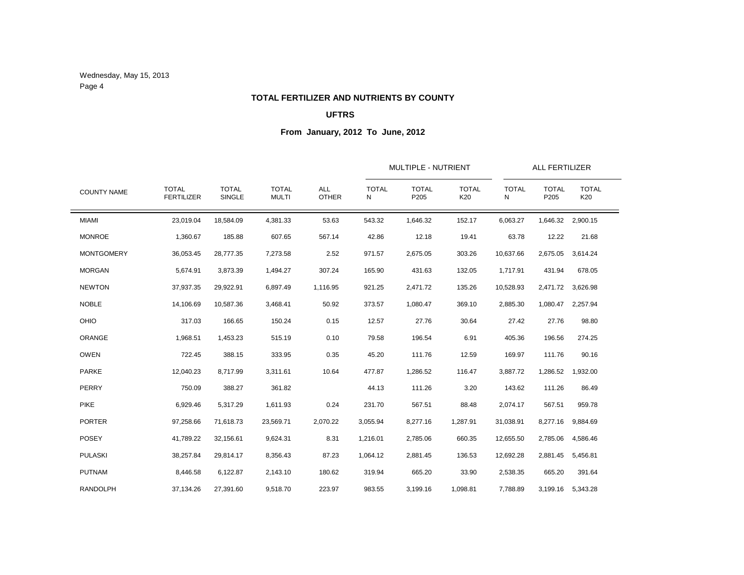Wednesday, May 15, 2013

## TOTAL FERTILIZER AND NUTRIENTS BY COUNTY

### UFTRS

### From January, 2012 To June, 2012

| COUNTY NAME | TOTAL FERTILIZER | TOTAL SINGLE | TOTAL MULTI | ALL OTHER | MULTIPLE - NUTRIENT | | | ALL FERTILIZER | | |
|---|---|---|---|---|---|---|---|---|---|---|
| | | | | | TOTAL N | TOTAL P205 | TOTAL K20 | TOTAL N | TOTAL P205 | TOTAL K20 |
| MIAMI | 23,019.04 | 18,584.09 | 4,381.33 | 53.63 | 543.32 | 1,646.32 | 152.17 | 6,063.27 | 1,646.32 | 2,900.15 |
| MONROE | 1,360.67 | 185.88 | 607.65 | 567.14 | 42.86 | 12.18 | 19.41 | 63.78 | 12.22 | 21.68 |
| MONTGOMERY | 36,053.45 | 28,777.35 | 7,273.58 | 2.52 | 971.57 | 2,675.05 | 303.26 | 10,637.66 | 2,675.05 | 3,614.24 |
| MORGAN | 5,674.91 | 3,873.39 | 1,494.27 | 307.24 | 165.90 | 431.63 | 132.05 | 1,717.91 | 431.94 | 678.05 |
| NEWTON | 37,937.35 | 29,922.91 | 6,897.49 | 1,116.95 | 921.25 | 2,471.72 | 135.26 | 10,528.93 | 2,471.72 | 3,626.98 |
| NOBLE | 14,106.69 | 10,587.36 | 3,468.41 | 50.92 | 373.57 | 1,080.47 | 369.10 | 2,885.30 | 1,080.47 | 2,257.94 |
| OHIO | 317.03 | 166.65 | 150.24 | 0.15 | 12.57 | 27.76 | 30.64 | 27.42 | 27.76 | 98.80 |
| ORANGE | 1,968.51 | 1,453.23 | 515.19 | 0.10 | 79.58 | 196.54 | 6.91 | 405.36 | 196.56 | 274.25 |
| OWEN | 722.45 | 388.15 | 333.95 | 0.35 | 45.20 | 111.76 | 12.59 | 169.97 | 111.76 | 90.16 |
| PARKE | 12,040.23 | 8,717.99 | 3,311.61 | 10.64 | 477.87 | 1,286.52 | 116.47 | 3,887.72 | 1,286.52 | 1,932.00 |
| PERRY | 750.09 | 388.27 | 361.82 | | 44.13 | 111.26 | 3.20 | 143.62 | 111.26 | 86.49 |
| PIKE | 6,929.46 | 5,317.29 | 1,611.93 | 0.24 | 231.70 | 567.51 | 88.48 | 2,074.17 | 567.51 | 959.78 |
| PORTER | 97,258.66 | 71,618.73 | 23,569.71 | 2,070.22 | 3,055.94 | 8,277.16 | 1,287.91 | 31,038.91 | 8,277.16 | 9,884.69 |
| POSEY | 41,789.22 | 32,156.61 | 9,624.31 | 8.31 | 1,216.01 | 2,785.06 | 660.35 | 12,655.50 | 2,785.06 | 4,586.46 |
| PULASKI | 38,257.84 | 29,814.17 | 8,356.43 | 87.23 | 1,064.12 | 2,881.45 | 136.53 | 12,692.28 | 2,881.45 | 5,456.81 |
| PUTNAM | 8,446.58 | 6,122.87 | 2,143.10 | 180.62 | 319.94 | 665.20 | 33.90 | 2,538.35 | 665.20 | 391.64 |
| RANDOLPH | 37,134.26 | 27,391.60 | 9,518.70 | 223.97 | 983.55 | 3,199.16 | 1,098.81 | 7,788.89 | 3,199.16 | 5,343.28 |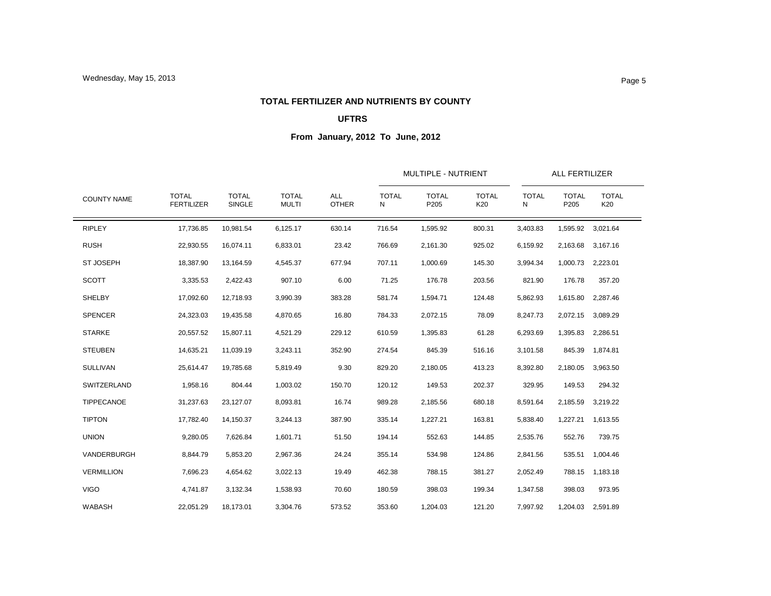**TOTAL FERTILIZER AND NUTRIENTS BY COUNTY**

**UFTRS**

**From January, 2012 To June, 2012**

| | | | | | MULTIPLE - NUTRIENT | | | ALL FERTILIZER | | |
|---|---|---|---|---|---|---|---|---|---|---|
| COUNTY NAME | TOTAL FERTILIZER | TOTAL SINGLE | TOTAL MULTI | ALL OTHER | TOTAL N | TOTAL P205 | TOTAL K20 | TOTAL N | TOTAL P205 | TOTAL K20 |
| RIPLEY | 17,736.85 | 10,981.54 | 6,125.17 | 630.14 | 716.54 | 1,595.92 | 800.31 | 3,403.83 | 1,595.92 | 3,021.64 |
| RUSH | 22,930.55 | 16,074.11 | 6,833.01 | 23.42 | 766.69 | 2,161.30 | 925.02 | 6,159.92 | 2,163.68 | 3,167.16 |
| ST JOSEPH | 18,387.90 | 13,164.59 | 4,545.37 | 677.94 | 707.11 | 1,000.69 | 145.30 | 3,994.34 | 1,000.73 | 2,223.01 |
| SCOTT | 3,335.53 | 2,422.43 | 907.10 | 6.00 | 71.25 | 176.78 | 203.56 | 821.90 | 176.78 | 357.20 |
| SHELBY | 17,092.60 | 12,718.93 | 3,990.39 | 383.28 | 581.74 | 1,594.71 | 124.48 | 5,862.93 | 1,615.80 | 2,287.46 |
| SPENCER | 24,323.03 | 19,435.58 | 4,870.65 | 16.80 | 784.33 | 2,072.15 | 78.09 | 8,247.73 | 2,072.15 | 3,089.29 |
| STARKE | 20,557.52 | 15,807.11 | 4,521.29 | 229.12 | 610.59 | 1,395.83 | 61.28 | 6,293.69 | 1,395.83 | 2,286.51 |
| STEUBEN | 14,635.21 | 11,039.19 | 3,243.11 | 352.90 | 274.54 | 845.39 | 516.16 | 3,101.58 | 845.39 | 1,874.81 |
| SULLIVAN | 25,614.47 | 19,785.68 | 5,819.49 | 9.30 | 829.20 | 2,180.05 | 413.23 | 8,392.80 | 2,180.05 | 3,963.50 |
| SWITZERLAND | 1,958.16 | 804.44 | 1,003.02 | 150.70 | 120.12 | 149.53 | 202.37 | 329.95 | 149.53 | 294.32 |
| TIPPECANOE | 31,237.63 | 23,127.07 | 8,093.81 | 16.74 | 989.28 | 2,185.56 | 680.18 | 8,591.64 | 2,185.59 | 3,219.22 |
| TIPTON | 17,782.40 | 14,150.37 | 3,244.13 | 387.90 | 335.14 | 1,227.21 | 163.81 | 5,838.40 | 1,227.21 | 1,613.55 |
| UNION | 9,280.05 | 7,626.84 | 1,601.71 | 51.50 | 194.14 | 552.63 | 144.85 | 2,535.76 | 552.76 | 739.75 |
| VANDERBURGH | 8,844.79 | 5,853.20 | 2,967.36 | 24.24 | 355.14 | 534.98 | 124.86 | 2,841.56 | 535.51 | 1,004.46 |
| VERMILLION | 7,696.23 | 4,654.62 | 3,022.13 | 19.49 | 462.38 | 788.15 | 381.27 | 2,052.49 | 788.15 | 1,183.18 |
| VIGO | 4,741.87 | 3,132.34 | 1,538.93 | 70.60 | 180.59 | 398.03 | 199.34 | 1,347.58 | 398.03 | 973.95 |
| WABASH | 22,051.29 | 18,173.01 | 3,304.76 | 573.52 | 353.60 | 1,204.03 | 121.20 | 7,997.92 | 1,204.03 | 2,591.89 |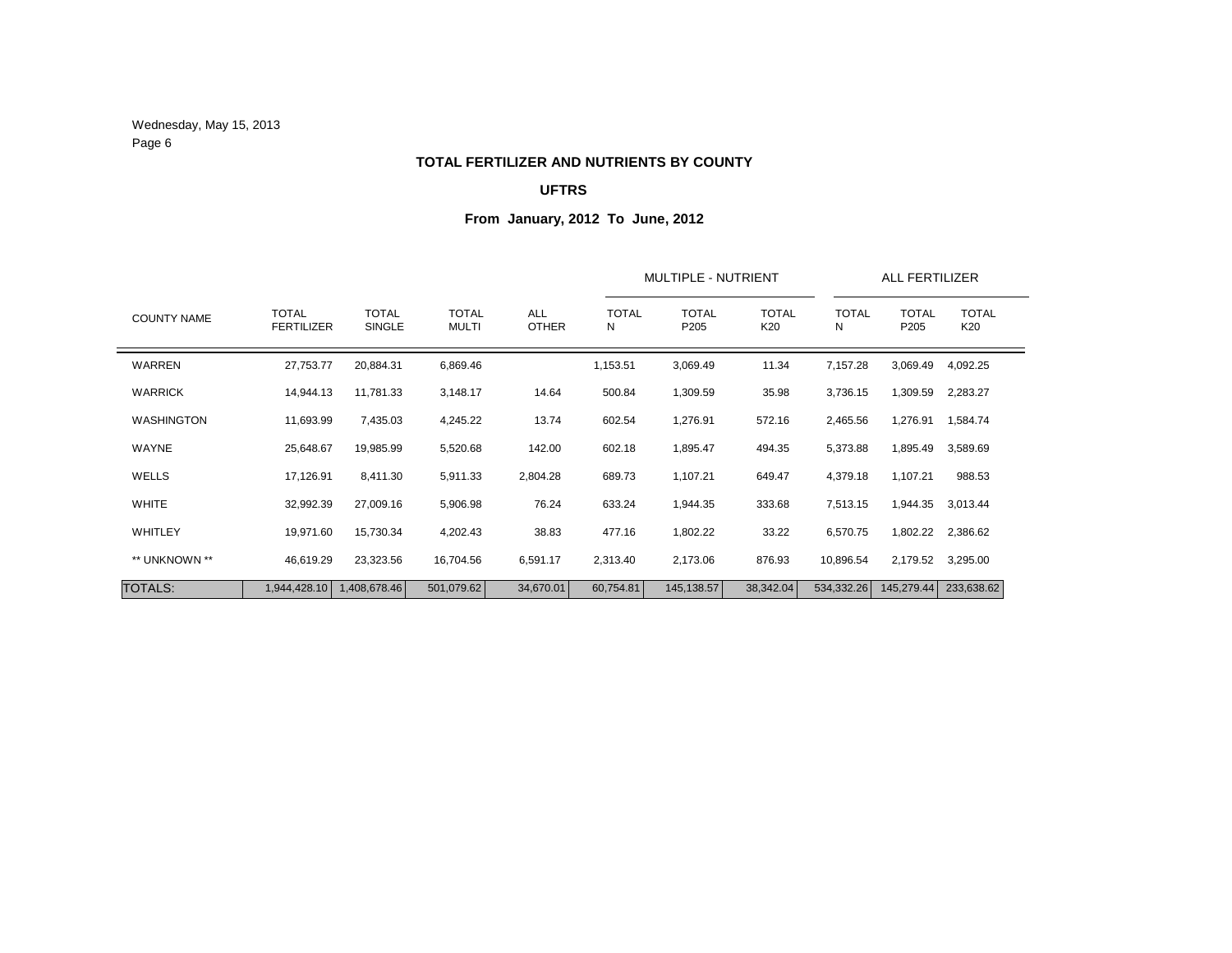**TOTAL FERTILIZER AND NUTRIENTS BY COUNTY**

**UFTRS**

**From January, 2012 To June, 2012**

| | | | | | MULTIPLE - NUTRIENT | | | ALL FERTILIZER | | |
|---|---|---|---|---|---|---|---|---|---|---|
| COUNTY NAME | TOTAL FERTILIZER | TOTAL SINGLE | TOTAL MULTI | ALL OTHER | TOTAL N | TOTAL P205 | TOTAL K20 | TOTAL N | TOTAL P205 | TOTAL K20 |
| WARREN | 27,753.77 | 20,884.31 | 6,869.46 | | 1,153.51 | 3,069.49 | 11.34 | 7,157.28 | 3,069.49 | 4,092.25 |
| WARRICK | 14,944.13 | 11,781.33 | 3,148.17 | 14.64 | 500.84 | 1,309.59 | 35.98 | 3,736.15 | 1,309.59 | 2,283.27 |
| WASHINGTON | 11,693.99 | 7,435.03 | 4,245.22 | 13.74 | 602.54 | 1,276.91 | 572.16 | 2,465.56 | 1,276.91 | 1,584.74 |
| WAYNE | 25,648.67 | 19,985.99 | 5,520.68 | 142.00 | 602.18 | 1,895.47 | 494.35 | 5,373.88 | 1,895.49 | 3,589.69 |
| WELLS | 17,126.91 | 8,411.30 | 5,911.33 | 2,804.28 | 689.73 | 1,107.21 | 649.47 | 4,379.18 | 1,107.21 | 988.53 |
| WHITE | 32,992.39 | 27,009.16 | 5,906.98 | 76.24 | 633.24 | 1,944.35 | 333.68 | 7,513.15 | 1,944.35 | 3,013.44 |
| WHITLEY | 19,971.60 | 15,730.34 | 4,202.43 | 38.83 | 477.16 | 1,802.22 | 33.22 | 6,570.75 | 1,802.22 | 2,386.62 |
| ** UNKNOWN ** | 46,619.29 | 23,323.56 | 16,704.56 | 6,591.17 | 2,313.40 | 2,173.06 | 876.93 | 10,896.54 | 2,179.52 | 3,295.00 |
| TOTALS: | 1,944,428.10 | 1,408,678.46 | 501,079.62 | 34,670.01 | 60,754.81 | 145,138.57 | 38,342.04 | 534,332.26 | 145,279.44 | 233,638.62 |